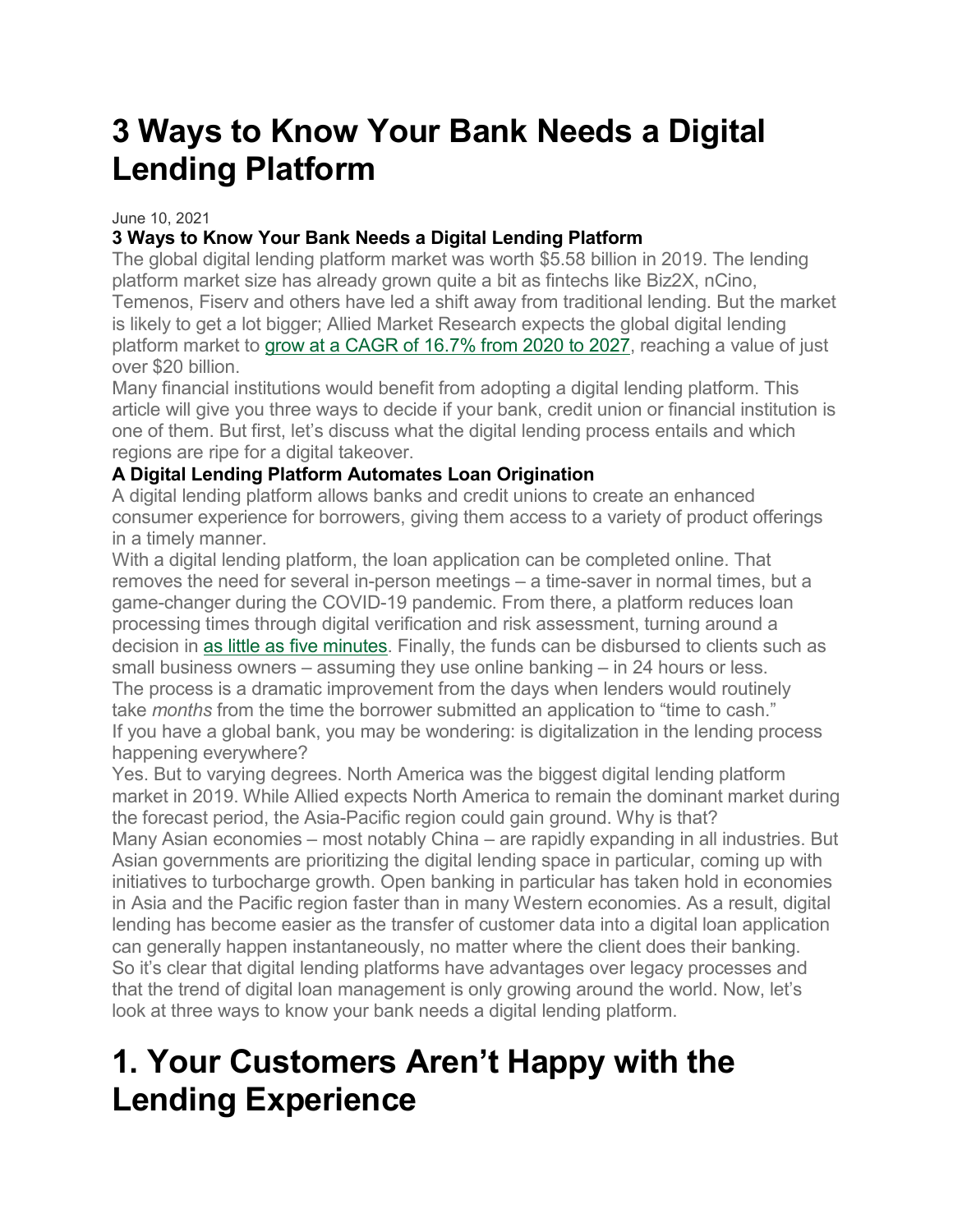# 3 Ways to Know Your Bank Needs a Digital Lending Platform

June 10, 2021

**3 Ways to Know Your Bank Needs a Digital Lending Platform**

The global digital lending platform market was worth $5.58 billion in 2019. The lending platform market size has already grown quite a bit as fintechs like Biz2X, nCino, Temenos, Fiserv and others have led a shift away from traditional lending. But the market is likely to get a lot bigger; Allied Market Research expects the global digital lending platform market to [grow at a CAGR of 16.7% from 2020 to 2027](), reaching a value of just over $20 billion.

Many financial institutions would benefit from adopting a digital lending platform. This article will give you three ways to decide if your bank, credit union or financial institution is one of them. But first, let's discuss what the digital lending process entails and which regions are ripe for a digital takeover.

**A Digital Lending Platform Automates Loan Origination**

A digital lending platform allows banks and credit unions to create an enhanced consumer experience for borrowers, giving them access to a variety of product offerings in a timely manner.

With a digital lending platform, the loan application can be completed online. That removes the need for several in-person meetings – a time-saver in normal times, but a game-changer during the COVID-19 pandemic. From there, a platform reduces loan processing times through digital verification and risk assessment, turning around a decision in [as little as five minutes](). Finally, the funds can be disbursed to clients such as small business owners – assuming they use online banking – in 24 hours or less.

The process is a dramatic improvement from the days when lenders would routinely take *months* from the time the borrower submitted an application to "time to cash."

If you have a global bank, you may be wondering: is digitalization in the lending process happening everywhere?

Yes. But to varying degrees. North America was the biggest digital lending platform market in 2019. While Allied expects North America to remain the dominant market during the forecast period, the Asia-Pacific region could gain ground. Why is that?

Many Asian economies – most notably China – are rapidly expanding in all industries. But Asian governments are prioritizing the digital lending space in particular, coming up with initiatives to turbocharge growth. Open banking in particular has taken hold in economies in Asia and the Pacific region faster than in many Western economies. As a result, digital lending has become easier as the transfer of customer data into a digital loan application can generally happen instantaneously, no matter where the client does their banking.

So it's clear that digital lending platforms have advantages over legacy processes and that the trend of digital loan management is only growing around the world. Now, let's look at three ways to know your bank needs a digital lending platform.

# 1. Your Customers Aren't Happy with the Lending Experience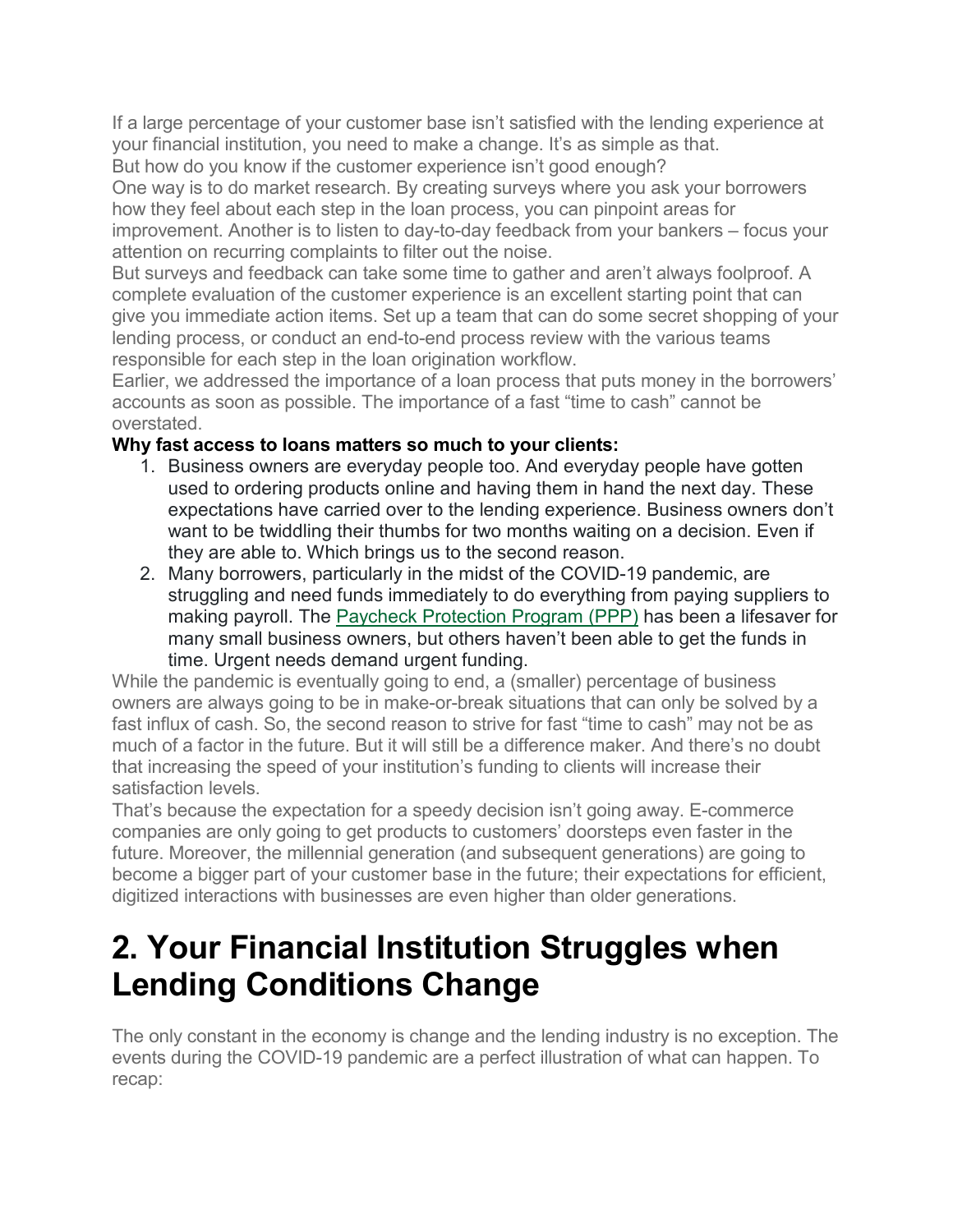If a large percentage of your customer base isn't satisfied with the lending experience at your financial institution, you need to make a change. It's as simple as that.

But how do you know if the customer experience isn't good enough?

One way is to do market research. By creating surveys where you ask your borrowers how they feel about each step in the loan process, you can pinpoint areas for improvement. Another is to listen to day-to-day feedback from your bankers – focus your attention on recurring complaints to filter out the noise.

But surveys and feedback can take some time to gather and aren't always foolproof. A complete evaluation of the customer experience is an excellent starting point that can give you immediate action items. Set up a team that can do some secret shopping of your lending process, or conduct an end-to-end process review with the various teams responsible for each step in the loan origination workflow.

Earlier, we addressed the importance of a loan process that puts money in the borrowers' accounts as soon as possible. The importance of a fast "time to cash" cannot be overstated.

**Why fast access to loans matters so much to your clients:**

1. Business owners are everyday people too. And everyday people have gotten used to ordering products online and having them in hand the next day. These expectations have carried over to the lending experience. Business owners don't want to be twiddling their thumbs for two months waiting on a decision. Even if they are able to. Which brings us to the second reason.
2. Many borrowers, particularly in the midst of the COVID-19 pandemic, are struggling and need funds immediately to do everything from paying suppliers to making payroll. The Paycheck Protection Program (PPP) has been a lifesaver for many small business owners, but others haven't been able to get the funds in time. Urgent needs demand urgent funding.

While the pandemic is eventually going to end, a (smaller) percentage of business owners are always going to be in make-or-break situations that can only be solved by a fast influx of cash. So, the second reason to strive for fast "time to cash" may not be as much of a factor in the future. But it will still be a difference maker. And there's no doubt that increasing the speed of your institution's funding to clients will increase their satisfaction levels.

That's because the expectation for a speedy decision isn't going away. E-commerce companies are only going to get products to customers' doorsteps even faster in the future. Moreover, the millennial generation (and subsequent generations) are going to become a bigger part of your customer base in the future; their expectations for efficient, digitized interactions with businesses are even higher than older generations.

# 2. Your Financial Institution Struggles when Lending Conditions Change

The only constant in the economy is change and the lending industry is no exception. The events during the COVID-19 pandemic are a perfect illustration of what can happen. To recap: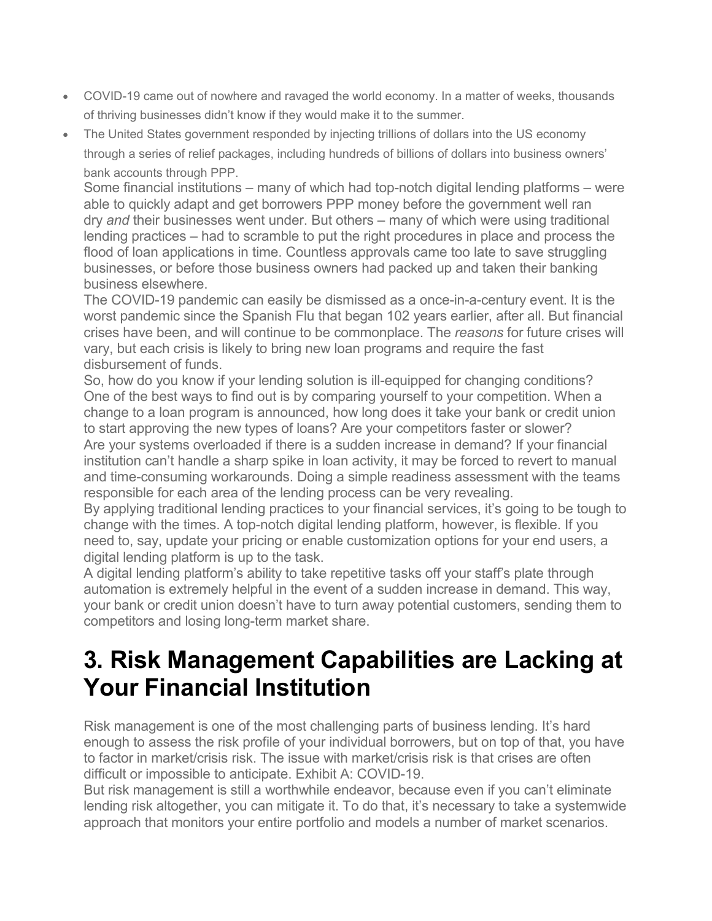- COVID-19 came out of nowhere and ravaged the world economy. In a matter of weeks, thousands of thriving businesses didn't know if they would make it to the summer.
- The United States government responded by injecting trillions of dollars into the US economy through a series of relief packages, including hundreds of billions of dollars into business owners' bank accounts through PPP.

Some financial institutions – many of which had top-notch digital lending platforms – were able to quickly adapt and get borrowers PPP money before the government well ran dry *and* their businesses went under. But others – many of which were using traditional lending practices – had to scramble to put the right procedures in place and process the flood of loan applications in time. Countless approvals came too late to save struggling businesses, or before those business owners had packed up and taken their banking business elsewhere.

The COVID-19 pandemic can easily be dismissed as a once-in-a-century event. It is the worst pandemic since the Spanish Flu that began 102 years earlier, after all. But financial crises have been, and will continue to be commonplace. The *reasons* for future crises will vary, but each crisis is likely to bring new loan programs and require the fast disbursement of funds.

So, how do you know if your lending solution is ill-equipped for changing conditions? One of the best ways to find out is by comparing yourself to your competition. When a change to a loan program is announced, how long does it take your bank or credit union to start approving the new types of loans? Are your competitors faster or slower?

Are your systems overloaded if there is a sudden increase in demand? If your financial institution can't handle a sharp spike in loan activity, it may be forced to revert to manual and time-consuming workarounds. Doing a simple readiness assessment with the teams responsible for each area of the lending process can be very revealing.

By applying traditional lending practices to your financial services, it's going to be tough to change with the times. A top-notch digital lending platform, however, is flexible. If you need to, say, update your pricing or enable customization options for your end users, a digital lending platform is up to the task.

A digital lending platform's ability to take repetitive tasks off your staff's plate through automation is extremely helpful in the event of a sudden increase in demand. This way, your bank or credit union doesn't have to turn away potential customers, sending them to competitors and losing long-term market share.

# 3. Risk Management Capabilities are Lacking at Your Financial Institution

Risk management is one of the most challenging parts of business lending. It's hard enough to assess the risk profile of your individual borrowers, but on top of that, you have to factor in market/crisis risk. The issue with market/crisis risk is that crises are often difficult or impossible to anticipate. Exhibit A: COVID-19.

But risk management is still a worthwhile endeavor, because even if you can't eliminate lending risk altogether, you can mitigate it. To do that, it's necessary to take a systemwide approach that monitors your entire portfolio and models a number of market scenarios.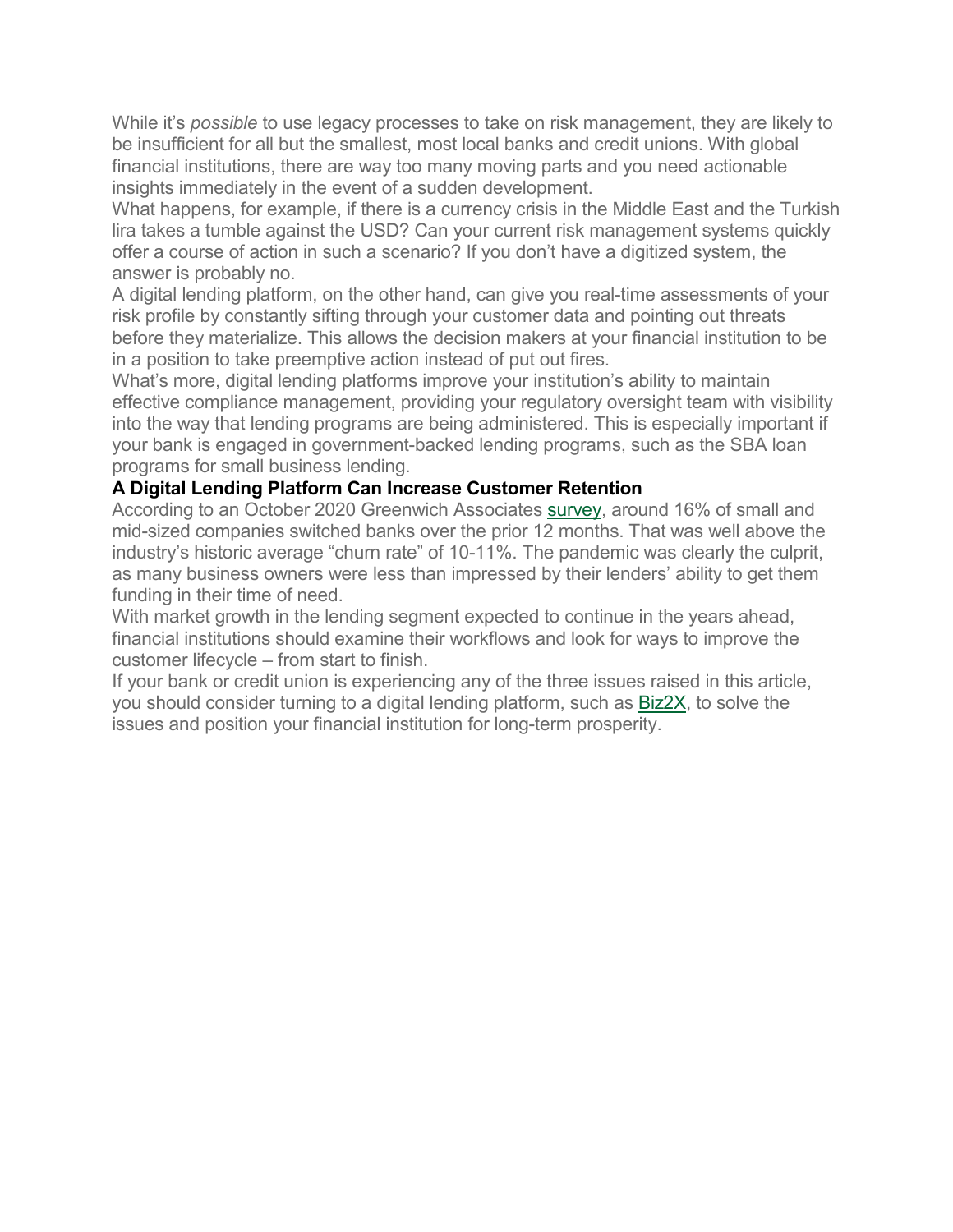While it's *possible* to use legacy processes to take on risk management, they are likely to be insufficient for all but the smallest, most local banks and credit unions. With global financial institutions, there are way too many moving parts and you need actionable insights immediately in the event of a sudden development.

What happens, for example, if there is a currency crisis in the Middle East and the Turkish lira takes a tumble against the USD? Can your current risk management systems quickly offer a course of action in such a scenario? If you don't have a digitized system, the answer is probably no.

A digital lending platform, on the other hand, can give you real-time assessments of your risk profile by constantly sifting through your customer data and pointing out threats before they materialize. This allows the decision makers at your financial institution to be in a position to take preemptive action instead of put out fires.

What's more, digital lending platforms improve your institution's ability to maintain effective compliance management, providing your regulatory oversight team with visibility into the way that lending programs are being administered. This is especially important if your bank is engaged in government-backed lending programs, such as the SBA loan programs for small business lending.

### A Digital Lending Platform Can Increase Customer Retention

According to an October 2020 Greenwich Associates survey, around 16% of small and mid-sized companies switched banks over the prior 12 months. That was well above the industry's historic average "churn rate" of 10-11%. The pandemic was clearly the culprit, as many business owners were less than impressed by their lenders' ability to get them funding in their time of need.

With market growth in the lending segment expected to continue in the years ahead, financial institutions should examine their workflows and look for ways to improve the customer lifecycle – from start to finish.

If your bank or credit union is experiencing any of the three issues raised in this article, you should consider turning to a digital lending platform, such as Biz2X, to solve the issues and position your financial institution for long-term prosperity.